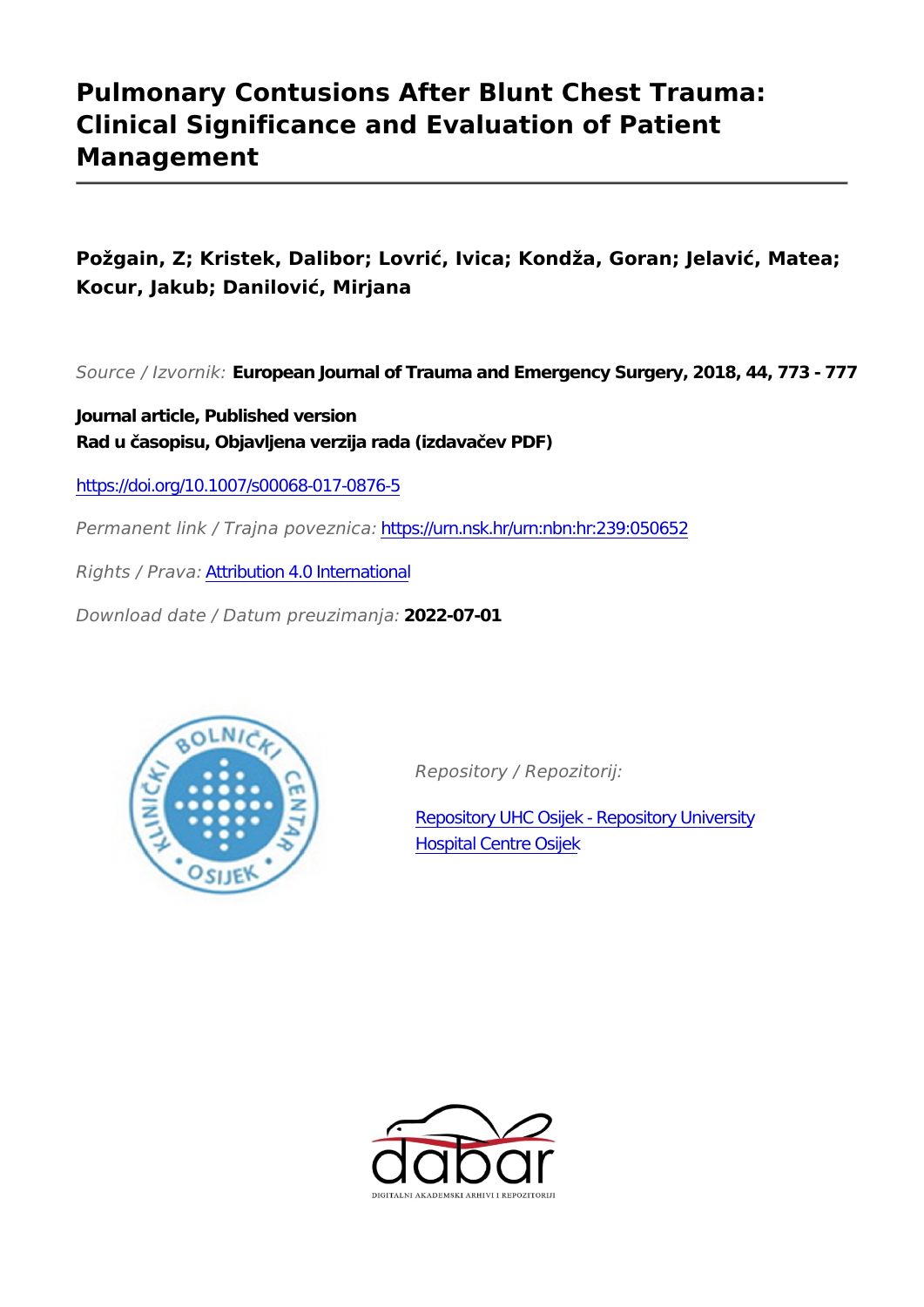# Pulmonary Contusions After Blunt Chest Trauma: Clinical Significance and Evaluation of Patient Management

**Požgain, Z; Kristek, Dalibor; Lovrić, Ivica; Kondža, Goran; Jelavić, Matea; Kocur, Jakub; Danilović, Mirjana**

*Source / Izvornik:* **European Journal of Trauma and Emergency Surgery, 2018, 44, 773 - 777**

**Journal article, Published version**
**Rad u časopisu, Objavljena verzija rada (izdavačev PDF)**

https://doi.org/10.1007/s00068-017-0876-5

*Permanent link / Trajna poveznica:* https://urn.nsk.hr/urn:nbn:hr:239:050652

*Rights / Prava:* Attribution 4.0 International

*Download date / Datum preuzimanja:* **2022-07-01**

*Repository / Repozitorij:*

Repository UHC Osijek - Repository University Hospital Centre Osijek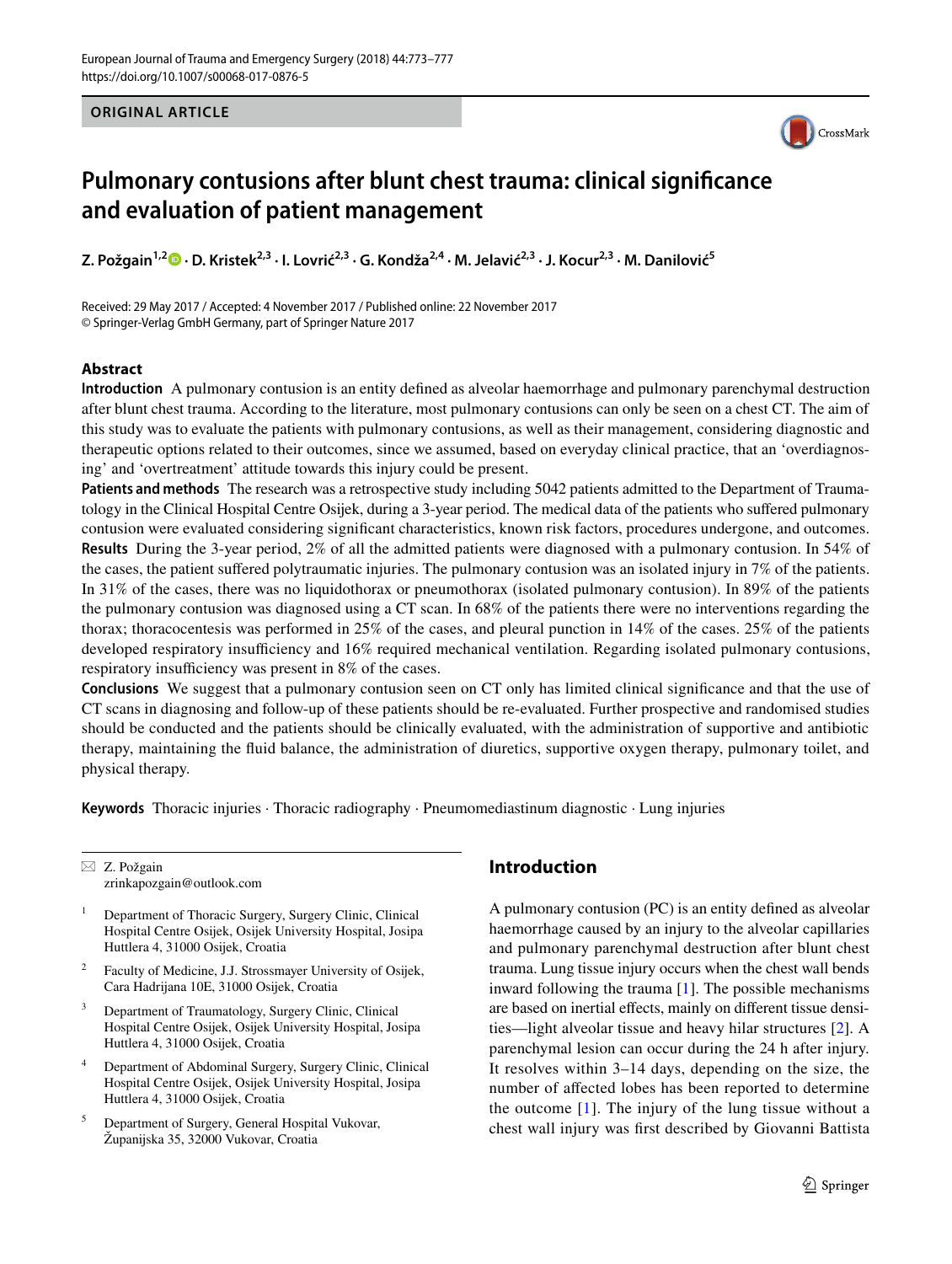# Pulmonary contusions after blunt chest trauma: clinical significance and evaluation of patient management

**Z. Požgain[1,2] · D. Kristek[2,3] · I. Lovrić[2,3] · G. Kondža[2,4] · M. Jelavić[2,3] · J. Kocur[2,3] · M. Danilović[5]**

Received: 29 May 2017 / Accepted: 4 November 2017 / Published online: 22 November 2017
© Springer-Verlag GmbH Germany, part of Springer Nature 2017

## Abstract

**Introduction** A pulmonary contusion is an entity defined as alveolar haemorrhage and pulmonary parenchymal destruction after blunt chest trauma. According to the literature, most pulmonary contusions can only be seen on a chest CT. The aim of this study was to evaluate the patients with pulmonary contusions, as well as their management, considering diagnostic and therapeutic options related to their outcomes, since we assumed, based on everyday clinical practice, that an 'overdiagnosing' and 'overtreatment' attitude towards this injury could be present.

**Patients and methods** The research was a retrospective study including 5042 patients admitted to the Department of Traumatology in the Clinical Hospital Centre Osijek, during a 3-year period. The medical data of the patients who suffered pulmonary contusion were evaluated considering significant characteristics, known risk factors, procedures undergone, and outcomes.

**Results** During the 3-year period, 2% of all the admitted patients were diagnosed with a pulmonary contusion. In 54% of the cases, the patient suffered polytraumatic injuries. The pulmonary contusion was an isolated injury in 7% of the patients. In 31% of the cases, there was no liquidothorax or pneumothorax (isolated pulmonary contusion). In 89% of the patients the pulmonary contusion was diagnosed using a CT scan. In 68% of the patients there were no interventions regarding the thorax; thoracocentesis was performed in 25% of the cases, and pleural punction in 14% of the cases. 25% of the patients developed respiratory insufficiency and 16% required mechanical ventilation. Regarding isolated pulmonary contusions, respiratory insufficiency was present in 8% of the cases.

**Conclusions** We suggest that a pulmonary contusion seen on CT only has limited clinical significance and that the use of CT scans in diagnosing and follow-up of these patients should be re-evaluated. Further prospective and randomised studies should be conducted and the patients should be clinically evaluated, with the administration of supportive and antibiotic therapy, maintaining the fluid balance, the administration of diuretics, supportive oxygen therapy, pulmonary toilet, and physical therapy.

**Keywords** Thoracic injuries · Thoracic radiography · Pneumomediastinum diagnostic · Lung injuries

✉ Z. Požgain
zrinkapozgain@outlook.com

[1] Department of Thoracic Surgery, Surgery Clinic, Clinical Hospital Centre Osijek, Osijek University Hospital, Josipa Huttlera 4, 31000 Osijek, Croatia

[2] Faculty of Medicine, J.J. Strossmayer University of Osijek, Cara Hadrijana 10E, 31000 Osijek, Croatia

[3] Department of Traumatology, Surgery Clinic, Clinical Hospital Centre Osijek, Osijek University Hospital, Josipa Huttlera 4, 31000 Osijek, Croatia

[4] Department of Abdominal Surgery, Surgery Clinic, Clinical Hospital Centre Osijek, Osijek University Hospital, Josipa Huttlera 4, 31000 Osijek, Croatia

[5] Department of Surgery, General Hospital Vukovar, Županijska 35, 32000 Vukovar, Croatia

## Introduction

A pulmonary contusion (PC) is an entity defined as alveolar haemorrhage caused by an injury to the alveolar capillaries and pulmonary parenchymal destruction after blunt chest trauma. Lung tissue injury occurs when the chest wall bends inward following the trauma [1]. The possible mechanisms are based on inertial effects, mainly on different tissue densities—light alveolar tissue and heavy hilar structures [2]. A parenchymal lesion can occur during the 24 h after injury. It resolves within 3–14 days, depending on the size, the number of affected lobes has been reported to determine the outcome [1]. The injury of the lung tissue without a chest wall injury was first described by Giovanni Battista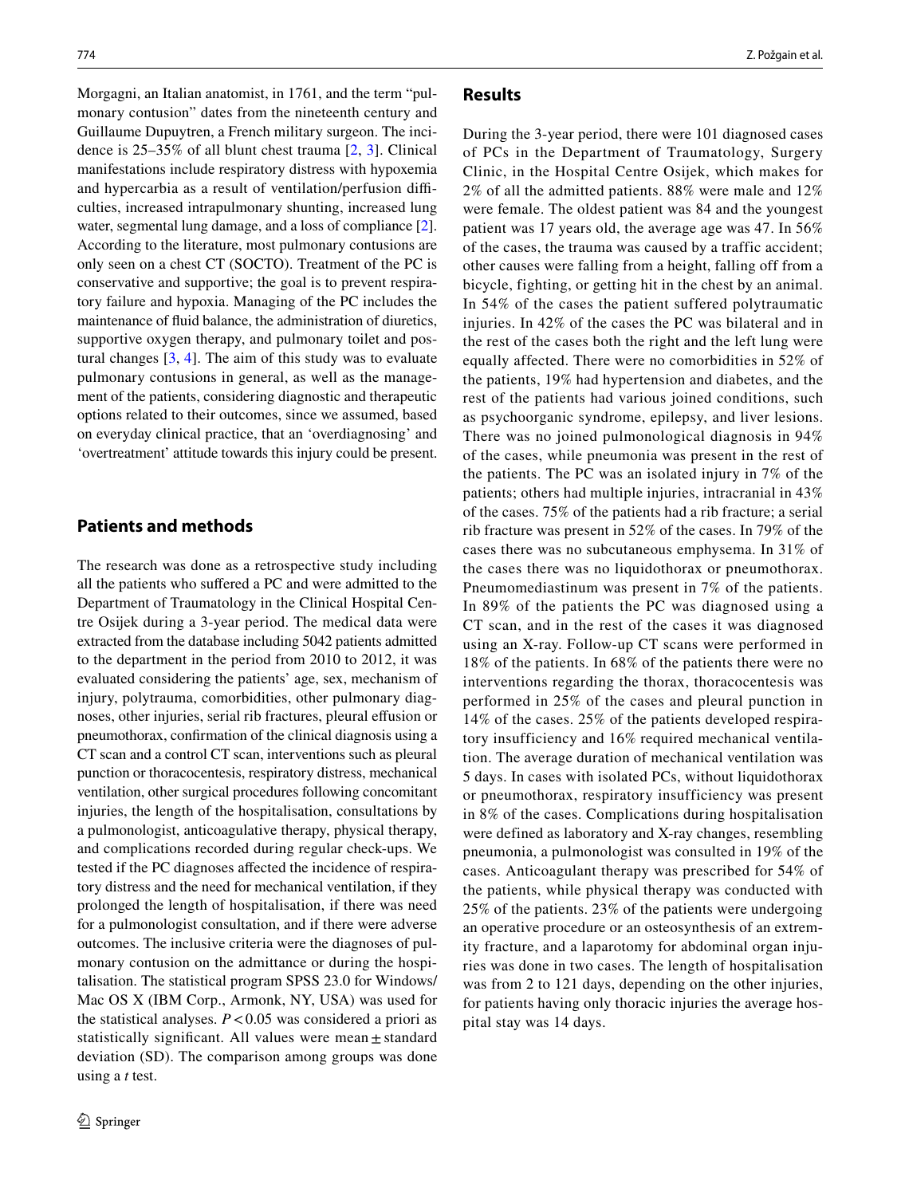Morgagni, an Italian anatomist, in 1761, and the term "pulmonary contusion" dates from the nineteenth century and Guillaume Dupuytren, a French military surgeon. The incidence is 25–35% of all blunt chest trauma [2, 3]. Clinical manifestations include respiratory distress with hypoxemia and hypercarbia as a result of ventilation/perfusion difficulties, increased intrapulmonary shunting, increased lung water, segmental lung damage, and a loss of compliance [2]. According to the literature, most pulmonary contusions are only seen on a chest CT (SOCTO). Treatment of the PC is conservative and supportive; the goal is to prevent respiratory failure and hypoxia. Managing of the PC includes the maintenance of fluid balance, the administration of diuretics, supportive oxygen therapy, and pulmonary toilet and postural changes [3, 4]. The aim of this study was to evaluate pulmonary contusions in general, as well as the management of the patients, considering diagnostic and therapeutic options related to their outcomes, since we assumed, based on everyday clinical practice, that an 'overdiagnosing' and 'overtreatment' attitude towards this injury could be present.

## Patients and methods

The research was done as a retrospective study including all the patients who suffered a PC and were admitted to the Department of Traumatology in the Clinical Hospital Centre Osijek during a 3-year period. The medical data were extracted from the database including 5042 patients admitted to the department in the period from 2010 to 2012, it was evaluated considering the patients' age, sex, mechanism of injury, polytrauma, comorbidities, other pulmonary diagnoses, other injuries, serial rib fractures, pleural effusion or pneumothorax, confirmation of the clinical diagnosis using a CT scan and a control CT scan, interventions such as pleural punction or thoracocentesis, respiratory distress, mechanical ventilation, other surgical procedures following concomitant injuries, the length of the hospitalisation, consultations by a pulmonologist, anticoagulative therapy, physical therapy, and complications recorded during regular check-ups. We tested if the PC diagnoses affected the incidence of respiratory distress and the need for mechanical ventilation, if they prolonged the length of hospitalisation, if there was need for a pulmonologist consultation, and if there were adverse outcomes. The inclusive criteria were the diagnoses of pulmonary contusion on the admittance or during the hospitalisation. The statistical program SPSS 23.0 for Windows/Mac OS X (IBM Corp., Armonk, NY, USA) was used for the statistical analyses. $P < 0.05$ was considered a priori as statistically significant. All values were mean ± standard deviation (SD). The comparison among groups was done using a *t* test.

## Results

During the 3-year period, there were 101 diagnosed cases of PCs in the Department of Traumatology, Surgery Clinic, in the Hospital Centre Osijek, which makes for 2% of all the admitted patients. 88% were male and 12% were female. The oldest patient was 84 and the youngest patient was 17 years old, the average age was 47. In 56% of the cases, the trauma was caused by a traffic accident; other causes were falling from a height, falling off from a bicycle, fighting, or getting hit in the chest by an animal. In 54% of the cases the patient suffered polytraumatic injuries. In 42% of the cases the PC was bilateral and in the rest of the cases both the right and the left lung were equally affected. There were no comorbidities in 52% of the patients, 19% had hypertension and diabetes, and the rest of the patients had various joined conditions, such as psychoorganic syndrome, epilepsy, and liver lesions. There was no joined pulmonological diagnosis in 94% of the cases, while pneumonia was present in the rest of the patients. The PC was an isolated injury in 7% of the patients; others had multiple injuries, intracranial in 43% of the cases. 75% of the patients had a rib fracture; a serial rib fracture was present in 52% of the cases. In 79% of the cases there was no subcutaneous emphysema. In 31% of the cases there was no liquidothorax or pneumothorax. Pneumomediastinum was present in 7% of the patients. In 89% of the patients the PC was diagnosed using a CT scan, and in the rest of the cases it was diagnosed using an X-ray. Follow-up CT scans were performed in 18% of the patients. In 68% of the patients there were no interventions regarding the thorax, thoracocentesis was performed in 25% of the cases and pleural punction in 14% of the cases. 25% of the patients developed respiratory insufficiency and 16% required mechanical ventilation. The average duration of mechanical ventilation was 5 days. In cases with isolated PCs, without liquidothorax or pneumothorax, respiratory insufficiency was present in 8% of the cases. Complications during hospitalisation were defined as laboratory and X-ray changes, resembling pneumonia, a pulmonologist was consulted in 19% of the cases. Anticoagulant therapy was prescribed for 54% of the patients, while physical therapy was conducted with 25% of the patients. 23% of the patients were undergoing an operative procedure or an osteosynthesis of an extremity fracture, and a laparotomy for abdominal organ injuries was done in two cases. The length of hospitalisation was from 2 to 121 days, depending on the other injuries, for patients having only thoracic injuries the average hospital stay was 14 days.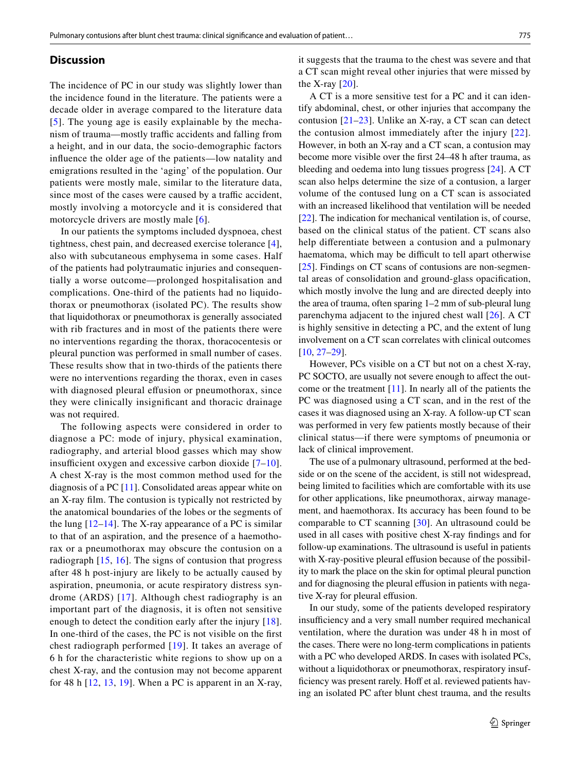## Discussion

The incidence of PC in our study was slightly lower than the incidence found in the literature. The patients were a decade older in average compared to the literature data [5]. The young age is easily explainable by the mechanism of trauma—mostly traffic accidents and falling from a height, and in our data, the socio-demographic factors influence the older age of the patients—low natality and emigrations resulted in the 'aging' of the population. Our patients were mostly male, similar to the literature data, since most of the cases were caused by a traffic accident, mostly involving a motorcycle and it is considered that motorcycle drivers are mostly male [6].

In our patients the symptoms included dyspnoea, chest tightness, chest pain, and decreased exercise tolerance [4], also with subcutaneous emphysema in some cases. Half of the patients had polytraumatic injuries and consequentially a worse outcome—prolonged hospitalisation and complications. One-third of the patients had no liquidothorax or pneumothorax (isolated PC). The results show that liquidothorax or pneumothorax is generally associated with rib fractures and in most of the patients there were no interventions regarding the thorax, thoracocentesis or pleural punction was performed in small number of cases. These results show that in two-thirds of the patients there were no interventions regarding the thorax, even in cases with diagnosed pleural effusion or pneumothorax, since they were clinically insignificant and thoracic drainage was not required.

The following aspects were considered in order to diagnose a PC: mode of injury, physical examination, radiography, and arterial blood gasses which may show insufficient oxygen and excessive carbon dioxide [7–10]. A chest X-ray is the most common method used for the diagnosis of a PC [11]. Consolidated areas appear white on an X-ray film. The contusion is typically not restricted by the anatomical boundaries of the lobes or the segments of the lung [12–14]. The X-ray appearance of a PC is similar to that of an aspiration, and the presence of a haemothorax or a pneumothorax may obscure the contusion on a radiograph [15, 16]. The signs of contusion that progress after 48 h post-injury are likely to be actually caused by aspiration, pneumonia, or acute respiratory distress syndrome (ARDS) [17]. Although chest radiography is an important part of the diagnosis, it is often not sensitive enough to detect the condition early after the injury [18]. In one-third of the cases, the PC is not visible on the first chest radiograph performed [19]. It takes an average of 6 h for the characteristic white regions to show up on a chest X-ray, and the contusion may not become apparent for 48 h [12, 13, 19]. When a PC is apparent in an X-ray, it suggests that the trauma to the chest was severe and that a CT scan might reveal other injuries that were missed by the X-ray [20].

A CT is a more sensitive test for a PC and it can identify abdominal, chest, or other injuries that accompany the contusion [21–23]. Unlike an X-ray, a CT scan can detect the contusion almost immediately after the injury [22]. However, in both an X-ray and a CT scan, a contusion may become more visible over the first 24–48 h after trauma, as bleeding and oedema into lung tissues progress [24]. A CT scan also helps determine the size of a contusion, a larger volume of the contused lung on a CT scan is associated with an increased likelihood that ventilation will be needed [22]. The indication for mechanical ventilation is, of course, based on the clinical status of the patient. CT scans also help differentiate between a contusion and a pulmonary haematoma, which may be difficult to tell apart otherwise [25]. Findings on CT scans of contusions are non-segmental areas of consolidation and ground-glass opacification, which mostly involve the lung and are directed deeply into the area of trauma, often sparing 1–2 mm of sub-pleural lung parenchyma adjacent to the injured chest wall [26]. A CT is highly sensitive in detecting a PC, and the extent of lung involvement on a CT scan correlates with clinical outcomes [10, 27–29].

However, PCs visible on a CT but not on a chest X-ray, PC SOCTO, are usually not severe enough to affect the outcome or the treatment [11]. In nearly all of the patients the PC was diagnosed using a CT scan, and in the rest of the cases it was diagnosed using an X-ray. A follow-up CT scan was performed in very few patients mostly because of their clinical status—if there were symptoms of pneumonia or lack of clinical improvement.

The use of a pulmonary ultrasound, performed at the bedside or on the scene of the accident, is still not widespread, being limited to facilities which are comfortable with its use for other applications, like pneumothorax, airway management, and haemothorax. Its accuracy has been found to be comparable to CT scanning [30]. An ultrasound could be used in all cases with positive chest X-ray findings and for follow-up examinations. The ultrasound is useful in patients with X-ray-positive pleural effusion because of the possibility to mark the place on the skin for optimal pleural punction and for diagnosing the pleural effusion in patients with negative X-ray for pleural effusion.

In our study, some of the patients developed respiratory insufficiency and a very small number required mechanical ventilation, where the duration was under 48 h in most of the cases. There were no long-term complications in patients with a PC who developed ARDS. In cases with isolated PCs, without a liquidothorax or pneumothorax, respiratory insufficiency was present rarely. Hoff et al. reviewed patients having an isolated PC after blunt chest trauma, and the results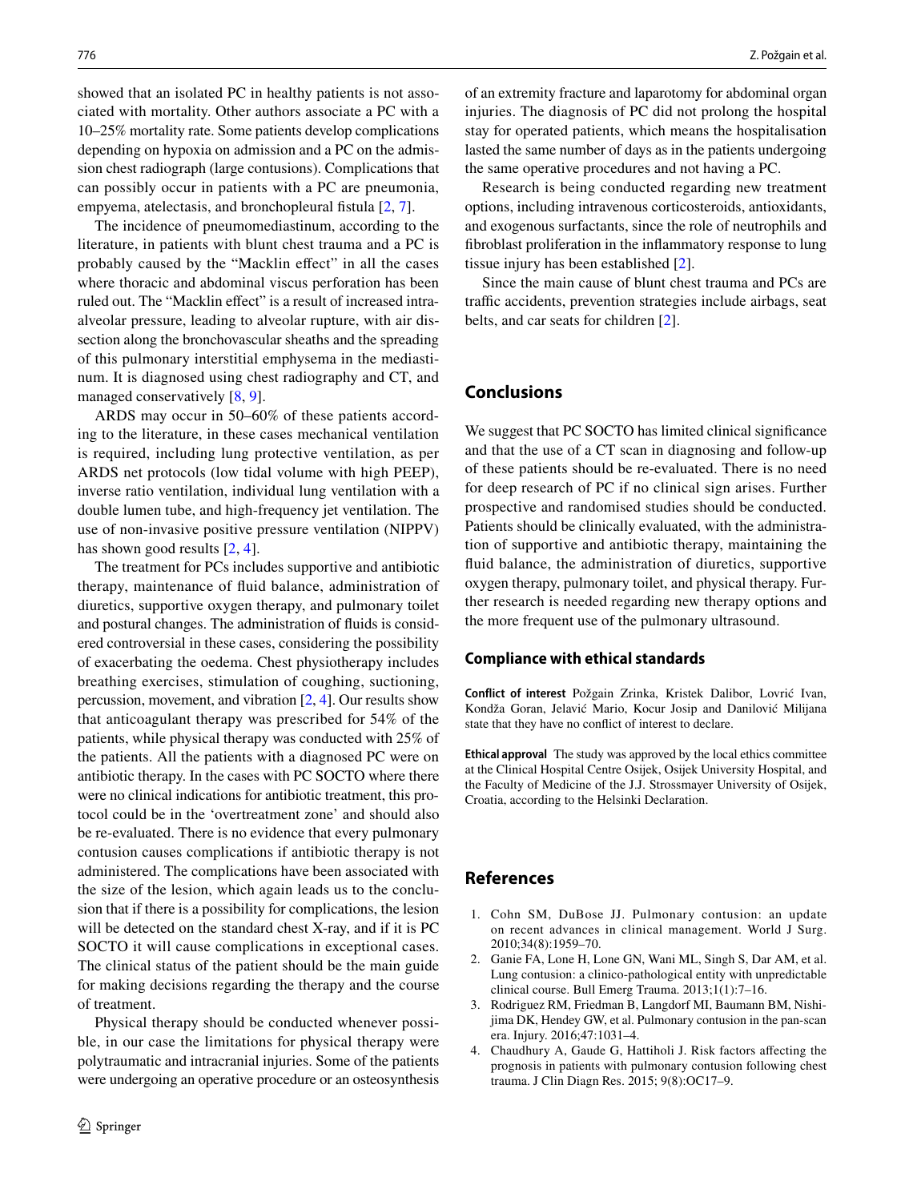showed that an isolated PC in healthy patients is not associated with mortality. Other authors associate a PC with a 10–25% mortality rate. Some patients develop complications depending on hypoxia on admission and a PC on the admission chest radiograph (large contusions). Complications that can possibly occur in patients with a PC are pneumonia, empyema, atelectasis, and bronchopleural fistula [2, 7].

The incidence of pneumomediastinum, according to the literature, in patients with blunt chest trauma and a PC is probably caused by the "Macklin effect" in all the cases where thoracic and abdominal viscus perforation has been ruled out. The "Macklin effect" is a result of increased intra-alveolar pressure, leading to alveolar rupture, with air dissection along the bronchovascular sheaths and the spreading of this pulmonary interstitial emphysema in the mediastinum. It is diagnosed using chest radiography and CT, and managed conservatively [8, 9].

ARDS may occur in 50–60% of these patients according to the literature, in these cases mechanical ventilation is required, including lung protective ventilation, as per ARDS net protocols (low tidal volume with high PEEP), inverse ratio ventilation, individual lung ventilation with a double lumen tube, and high-frequency jet ventilation. The use of non-invasive positive pressure ventilation (NIPPV) has shown good results [2, 4].

The treatment for PCs includes supportive and antibiotic therapy, maintenance of fluid balance, administration of diuretics, supportive oxygen therapy, and pulmonary toilet and postural changes. The administration of fluids is considered controversial in these cases, considering the possibility of exacerbating the oedema. Chest physiotherapy includes breathing exercises, stimulation of coughing, suctioning, percussion, movement, and vibration [2, 4]. Our results show that anticoagulant therapy was prescribed for 54% of the patients, while physical therapy was conducted with 25% of the patients. All the patients with a diagnosed PC were on antibiotic therapy. In the cases with PC SOCTO where there were no clinical indications for antibiotic treatment, this protocol could be in the 'overtreatment zone' and should also be re-evaluated. There is no evidence that every pulmonary contusion causes complications if antibiotic therapy is not administered. The complications have been associated with the size of the lesion, which again leads us to the conclusion that if there is a possibility for complications, the lesion will be detected on the standard chest X-ray, and if it is PC SOCTO it will cause complications in exceptional cases. The clinical status of the patient should be the main guide for making decisions regarding the therapy and the course of treatment.

Physical therapy should be conducted whenever possible, in our case the limitations for physical therapy were polytraumatic and intracranial injuries. Some of the patients were undergoing an operative procedure or an osteosynthesis of an extremity fracture and laparotomy for abdominal organ injuries. The diagnosis of PC did not prolong the hospital stay for operated patients, which means the hospitalisation lasted the same number of days as in the patients undergoing the same operative procedures and not having a PC.

Research is being conducted regarding new treatment options, including intravenous corticosteroids, antioxidants, and exogenous surfactants, since the role of neutrophils and fibroblast proliferation in the inflammatory response to lung tissue injury has been established [2].

Since the main cause of blunt chest trauma and PCs are traffic accidents, prevention strategies include airbags, seat belts, and car seats for children [2].

## Conclusions

We suggest that PC SOCTO has limited clinical significance and that the use of a CT scan in diagnosing and follow-up of these patients should be re-evaluated. There is no need for deep research of PC if no clinical sign arises. Further prospective and randomised studies should be conducted. Patients should be clinically evaluated, with the administration of supportive and antibiotic therapy, maintaining the fluid balance, the administration of diuretics, supportive oxygen therapy, pulmonary toilet, and physical therapy. Further research is needed regarding new therapy options and the more frequent use of the pulmonary ultrasound.

### Compliance with ethical standards

**Conflict of interest** Požgain Zrinka, Kristek Dalibor, Lovrić Ivan, Kondža Goran, Jelavić Mario, Kocur Josip and Danilović Milijana state that they have no conflict of interest to declare.

**Ethical approval** The study was approved by the local ethics committee at the Clinical Hospital Centre Osijek, Osijek University Hospital, and the Faculty of Medicine of the J.J. Strossmayer University of Osijek, Croatia, according to the Helsinki Declaration.

## References

1. Cohn SM, DuBose JJ. Pulmonary contusion: an update on recent advances in clinical management. World J Surg. 2010;34(8):1959–70.
2. Ganie FA, Lone H, Lone GN, Wani ML, Singh S, Dar AM, et al. Lung contusion: a clinico-pathological entity with unpredictable clinical course. Bull Emerg Trauma. 2013;1(1):7–16.
3. Rodriguez RM, Friedman B, Langdorf MI, Baumann BM, Nishijima DK, Hendey GW, et al. Pulmonary contusion in the pan-scan era. Injury. 2016;47:1031–4.
4. Chaudhury A, Gaude G, Hattiholi J. Risk factors affecting the prognosis in patients with pulmonary contusion following chest trauma. J Clin Diagn Res. 2015; 9(8):OC17–9.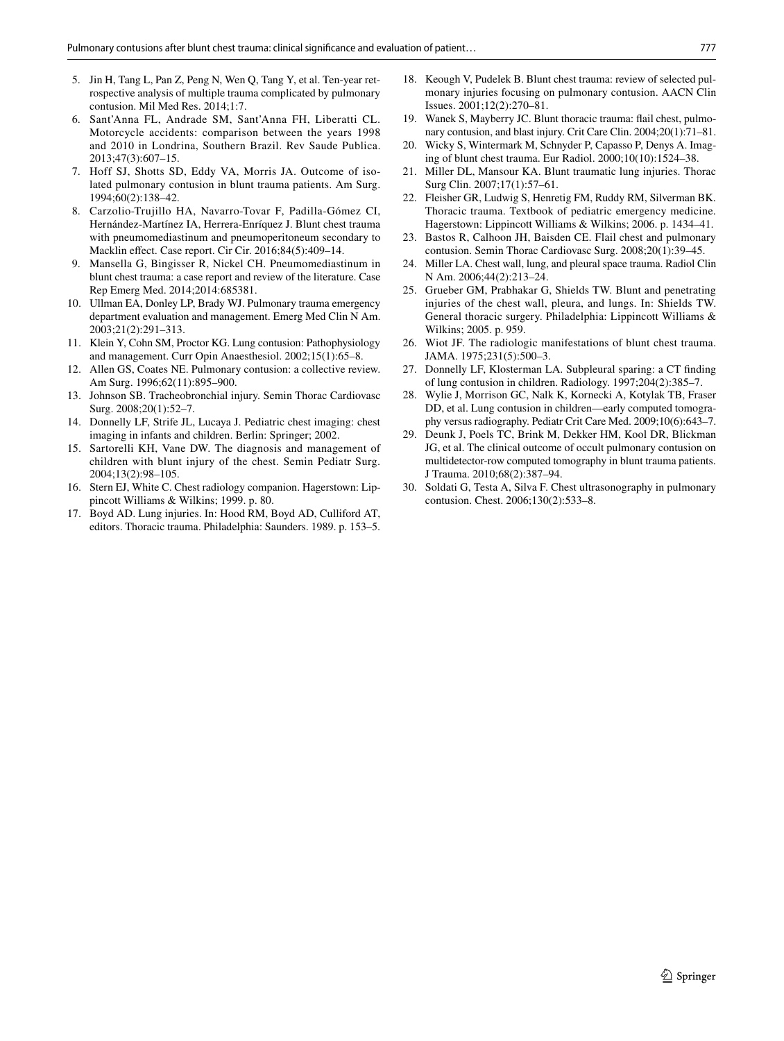5. Jin H, Tang L, Pan Z, Peng N, Wen Q, Tang Y, et al. Ten-year retrospective analysis of multiple trauma complicated by pulmonary contusion. Mil Med Res. 2014;1:7.
6. Sant'Anna FL, Andrade SM, Sant'Anna FH, Liberatti CL. Motorcycle accidents: comparison between the years 1998 and 2010 in Londrina, Southern Brazil. Rev Saude Publica. 2013;47(3):607–15.
7. Hoff SJ, Shotts SD, Eddy VA, Morris JA. Outcome of isolated pulmonary contusion in blunt trauma patients. Am Surg. 1994;60(2):138–42.
8. Carzolio-Trujillo HA, Navarro-Tovar F, Padilla-Gómez CI, Hernández-Martínez IA, Herrera-Enríquez J. Blunt chest trauma with pneumomediastinum and pneumoperitoneum secondary to Macklin effect. Case report. Cir Cir. 2016;84(5):409–14.
9. Mansella G, Bingisser R, Nickel CH. Pneumomediastinum in blunt chest trauma: a case report and review of the literature. Case Rep Emerg Med. 2014;2014:685381.
10. Ullman EA, Donley LP, Brady WJ. Pulmonary trauma emergency department evaluation and management. Emerg Med Clin N Am. 2003;21(2):291–313.
11. Klein Y, Cohn SM, Proctor KG. Lung contusion: Pathophysiology and management. Curr Opin Anaesthesiol. 2002;15(1):65–8.
12. Allen GS, Coates NE. Pulmonary contusion: a collective review. Am Surg. 1996;62(11):895–900.
13. Johnson SB. Tracheobronchial injury. Semin Thorac Cardiovasc Surg. 2008;20(1):52–7.
14. Donnelly LF, Strife JL, Lucaya J. Pediatric chest imaging: chest imaging in infants and children. Berlin: Springer; 2002.
15. Sartorelli KH, Vane DW. The diagnosis and management of children with blunt injury of the chest. Semin Pediatr Surg. 2004;13(2):98–105.
16. Stern EJ, White C. Chest radiology companion. Hagerstown: Lippincott Williams & Wilkins; 1999. p. 80.
17. Boyd AD. Lung injuries. In: Hood RM, Boyd AD, Culliford AT, editors. Thoracic trauma. Philadelphia: Saunders. 1989. p. 153–5.
18. Keough V, Pudelek B. Blunt chest trauma: review of selected pulmonary injuries focusing on pulmonary contusion. AACN Clin Issues. 2001;12(2):270–81.
19. Wanek S, Mayberry JC. Blunt thoracic trauma: flail chest, pulmonary contusion, and blast injury. Crit Care Clin. 2004;20(1):71–81.
20. Wicky S, Wintermark M, Schnyder P, Capasso P, Denys A. Imaging of blunt chest trauma. Eur Radiol. 2000;10(10):1524–38.
21. Miller DL, Mansour KA. Blunt traumatic lung injuries. Thorac Surg Clin. 2007;17(1):57–61.
22. Fleisher GR, Ludwig S, Henretig FM, Ruddy RM, Silverman BK. Thoracic trauma. Textbook of pediatric emergency medicine. Hagerstown: Lippincott Williams & Wilkins; 2006. p. 1434–41.
23. Bastos R, Calhoon JH, Baisden CE. Flail chest and pulmonary contusion. Semin Thorac Cardiovasc Surg. 2008;20(1):39–45.
24. Miller LA. Chest wall, lung, and pleural space trauma. Radiol Clin N Am. 2006;44(2):213–24.
25. Grueber GM, Prabhakar G, Shields TW. Blunt and penetrating injuries of the chest wall, pleura, and lungs. In: Shields TW. General thoracic surgery. Philadelphia: Lippincott Williams & Wilkins; 2005. p. 959.
26. Wiot JF. The radiologic manifestations of blunt chest trauma. JAMA. 1975;231(5):500–3.
27. Donnelly LF, Klosterman LA. Subpleural sparing: a CT finding of lung contusion in children. Radiology. 1997;204(2):385–7.
28. Wylie J, Morrison GC, Nalk K, Kornecki A, Kotylak TB, Fraser DD, et al. Lung contusion in children—early computed tomography versus radiography. Pediatr Crit Care Med. 2009;10(6):643–7.
29. Deunk J, Poels TC, Brink M, Dekker HM, Kool DR, Blickman JG, et al. The clinical outcome of occult pulmonary contusion on multidetector-row computed tomography in blunt trauma patients. J Trauma. 2010;68(2):387–94.
30. Soldati G, Testa A, Silva F. Chest ultrasonography in pulmonary contusion. Chest. 2006;130(2):533–8.